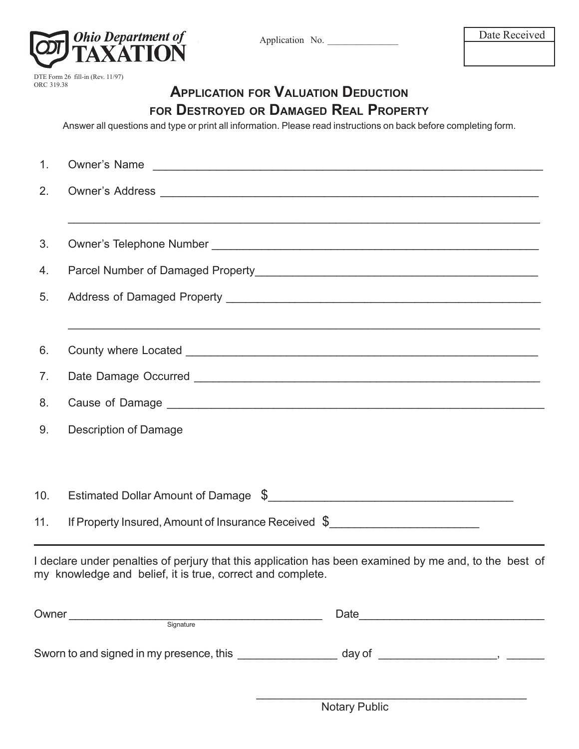Ohio Department of **TAXATION**

Application No. _______________

| Date Received |
| --- |
| |

DTE Form 26 fill-in (Rev. 11/97)
ORC 319.38

# Application for Valuation Deduction for Destroyed or Damaged Real Property

Answer all questions and type or print all information. Please read instructions on back before completing form.

1. Owner's Name _______________________________________________

2. Owner's Address _______________________________________________

   _______________________________________________

3. Owner's Telephone Number _______________________________________________

4. Parcel Number of Damaged Property_______________________________________________

5. Address of Damaged Property _______________________________________________

   _______________________________________________

6. County where Located _______________________________________________

7. Date Damage Occurred _______________________________________________

8. Cause of Damage _______________________________________________

9. Description of Damage

10. Estimated Dollar Amount of Damage $_______________________________________

11. If Property Insured, Amount of Insurance Received $_______________________

---

I declare under penalties of perjury that this application has been examined by me and, to the best of my knowledge and belief, it is true, correct and complete.

Owner ________________________________________ Date_____________________________
Signature

Sworn to and signed in my presence, this _______________ day of __________________, ______

_____________________________________________
Notary Public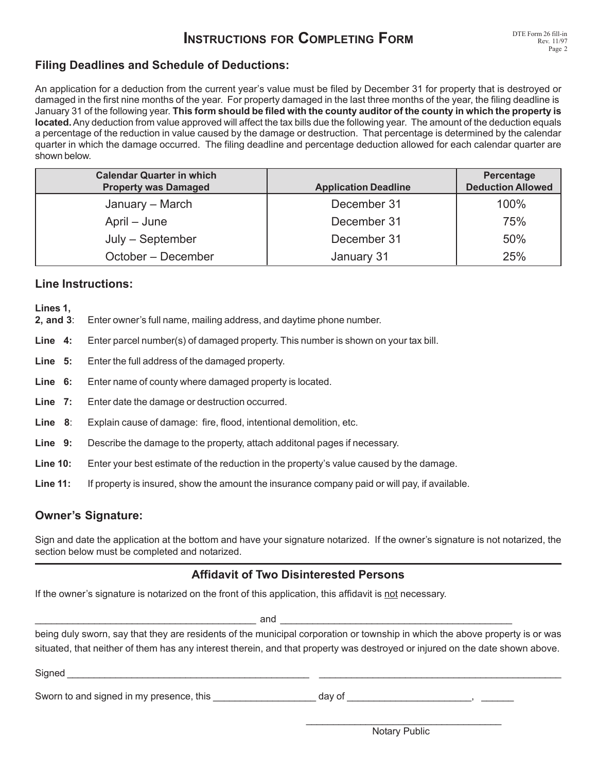# Instructions for Completing Form

## Filing Deadlines and Schedule of Deductions:

An application for a deduction from the current year's value must be filed by December 31 for property that is destroyed or damaged in the first nine months of the year. For property damaged in the last three months of the year, the filing deadline is January 31 of the following year. **This form should be filed with the county auditor of the county in which the property is located.** Any deduction from value approved will affect the tax bills due the following year. The amount of the deduction equals a percentage of the reduction in value caused by the damage or destruction. That percentage is determined by the calendar quarter in which the damage occurred. The filing deadline and percentage deduction allowed for each calendar quarter are shown below.

| Calendar Quarter in which Property was Damaged | Application Deadline | Percentage Deduction Allowed |
|---|---|---|
| January – March | December 31 | 100% |
| April – June | December 31 | 75% |
| July – September | December 31 | 50% |
| October – December | January 31 | 25% |

## Line Instructions:

**Lines 1, 2, and 3**: Enter owner's full name, mailing address, and daytime phone number.

**Line 4:** Enter parcel number(s) of damaged property. This number is shown on your tax bill.

**Line 5:** Enter the full address of the damaged property.

**Line 6:** Enter name of county where damaged property is located.

**Line 7:** Enter date the damage or destruction occurred.

**Line 8**: Explain cause of damage: fire, flood, intentional demolition, etc.

**Line 9:** Describe the damage to the property, attach additonal pages if necessary.

**Line 10:** Enter your best estimate of the reduction in the property's value caused by the damage.

**Line 11:** If property is insured, show the amount the insurance company paid or will pay, if available.

## Owner's Signature:

Sign and date the application at the bottom and have your signature notarized. If the owner's signature is not notarized, the section below must be completed and notarized.

---

### Affidavit of Two Disinterested Persons

If the owner's signature is notarized on the front of this application, this affidavit is not necessary.

________________________________________ and ________________________________________

being duly sworn, say that they are residents of the municipal corporation or township in which the above property is or was situated, that neither of them has any interest therein, and that property was destroyed or injured on the date shown above.

Signed ____________________________________________ ____________________________________________

Sworn to and signed in my presence, this __________________ day of ______________________, ______

____________________________________

Notary Public